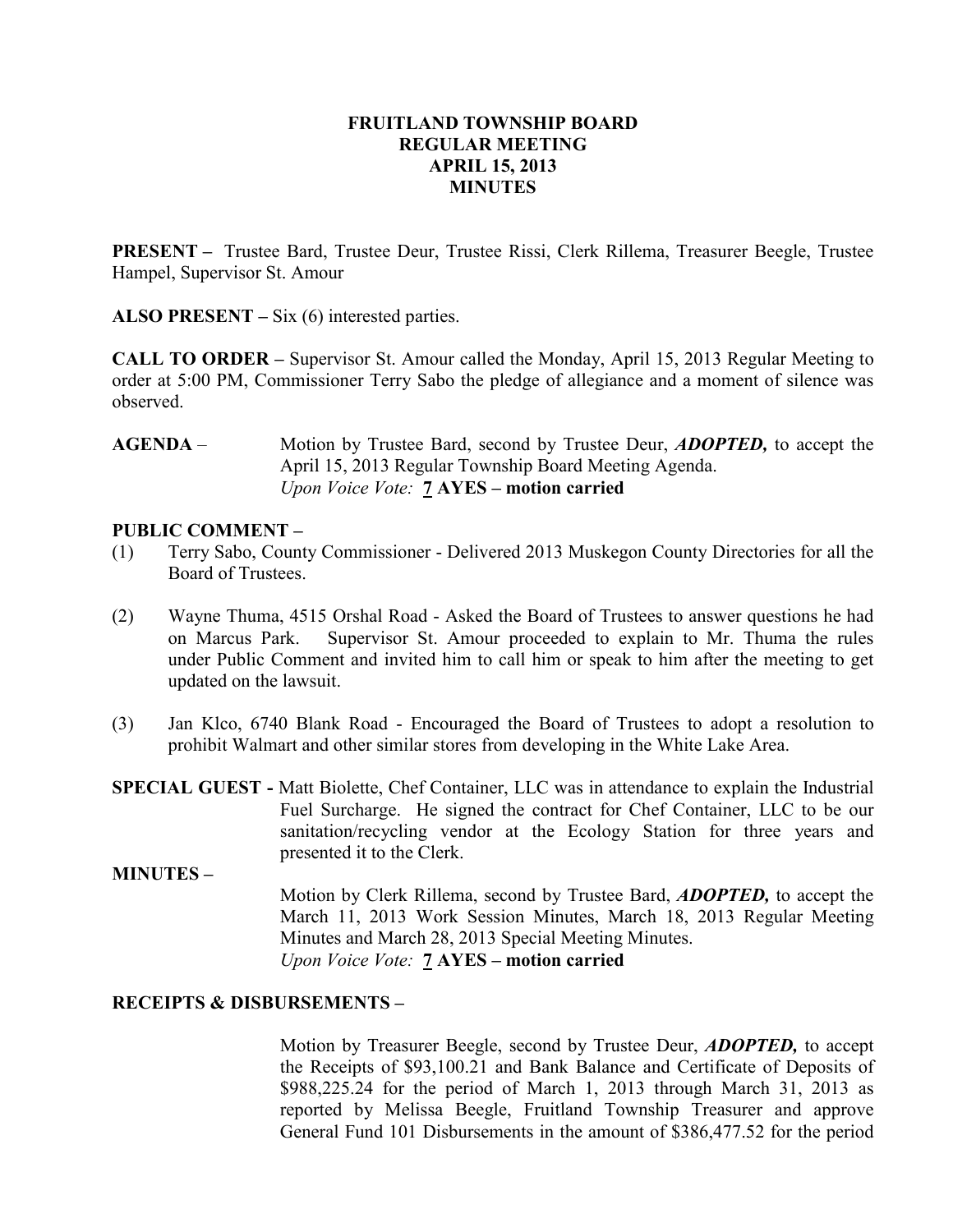# FRUITLAND TOWNSHIP BOARD
## REGULAR MEETING
## APRIL 15, 2013
## MINUTES

**PRESENT –** Trustee Bard, Trustee Deur, Trustee Rissi, Clerk Rillema, Treasurer Beegle, Trustee Hampel, Supervisor St. Amour

**ALSO PRESENT –** Six (6) interested parties.

**CALL TO ORDER –** Supervisor St. Amour called the Monday, April 15, 2013 Regular Meeting to order at 5:00 PM, Commissioner Terry Sabo the pledge of allegiance and a moment of silence was observed.

**AGENDA** – Motion by Trustee Bard, second by Trustee Deur, ***ADOPTED,*** to accept the April 15, 2013 Regular Township Board Meeting Agenda.
*Upon Voice Vote:* **7 AYES – motion carried**

**PUBLIC COMMENT –**

(1) Terry Sabo, County Commissioner - Delivered 2013 Muskegon County Directories for all the Board of Trustees.

(2) Wayne Thuma, 4515 Orshal Road - Asked the Board of Trustees to answer questions he had on Marcus Park. Supervisor St. Amour proceeded to explain to Mr. Thuma the rules under Public Comment and invited him to call him or speak to him after the meeting to get updated on the lawsuit.

(3) Jan Klco, 6740 Blank Road - Encouraged the Board of Trustees to adopt a resolution to prohibit Walmart and other similar stores from developing in the White Lake Area.

**SPECIAL GUEST -** Matt Biolette, Chef Container, LLC was in attendance to explain the Industrial Fuel Surcharge. He signed the contract for Chef Container, LLC to be our sanitation/recycling vendor at the Ecology Station for three years and presented it to the Clerk.

**MINUTES –**

Motion by Clerk Rillema, second by Trustee Bard, ***ADOPTED,*** to accept the March 11, 2013 Work Session Minutes, March 18, 2013 Regular Meeting Minutes and March 28, 2013 Special Meeting Minutes.
*Upon Voice Vote:* **7 AYES – motion carried**

**RECEIPTS & DISBURSEMENTS –**

Motion by Treasurer Beegle, second by Trustee Deur, ***ADOPTED,*** to accept the Receipts of $93,100.21 and Bank Balance and Certificate of Deposits of $988,225.24 for the period of March 1, 2013 through March 31, 2013 as reported by Melissa Beegle, Fruitland Township Treasurer and approve General Fund 101 Disbursements in the amount of $386,477.52 for the period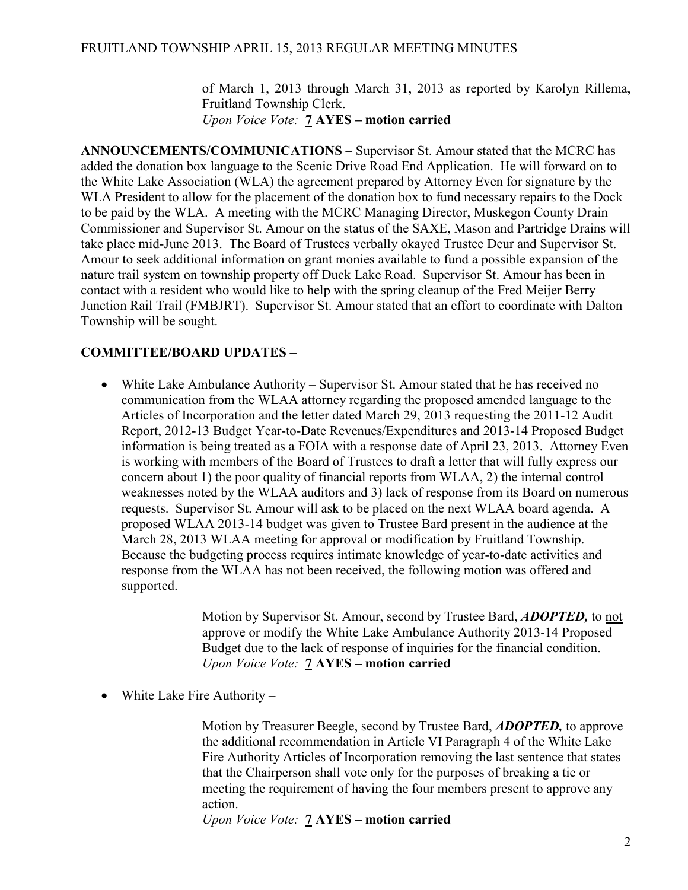of March 1, 2013 through March 31, 2013 as reported by Karolyn Rillema, Fruitland Township Clerk.
*Upon Voice Vote:* **7 AYES – motion carried**

**ANNOUNCEMENTS/COMMUNICATIONS –** Supervisor St. Amour stated that the MCRC has added the donation box language to the Scenic Drive Road End Application. He will forward on to the White Lake Association (WLA) the agreement prepared by Attorney Even for signature by the WLA President to allow for the placement of the donation box to fund necessary repairs to the Dock to be paid by the WLA. A meeting with the MCRC Managing Director, Muskegon County Drain Commissioner and Supervisor St. Amour on the status of the SAXE, Mason and Partridge Drains will take place mid-June 2013. The Board of Trustees verbally okayed Trustee Deur and Supervisor St. Amour to seek additional information on grant monies available to fund a possible expansion of the nature trail system on township property off Duck Lake Road. Supervisor St. Amour has been in contact with a resident who would like to help with the spring cleanup of the Fred Meijer Berry Junction Rail Trail (FMBJRT). Supervisor St. Amour stated that an effort to coordinate with Dalton Township will be sought.

**COMMITTEE/BOARD UPDATES –**

- White Lake Ambulance Authority – Supervisor St. Amour stated that he has received no communication from the WLAA attorney regarding the proposed amended language to the Articles of Incorporation and the letter dated March 29, 2013 requesting the 2011-12 Audit Report, 2012-13 Budget Year-to-Date Revenues/Expenditures and 2013-14 Proposed Budget information is being treated as a FOIA with a response date of April 23, 2013. Attorney Even is working with members of the Board of Trustees to draft a letter that will fully express our concern about 1) the poor quality of financial reports from WLAA, 2) the internal control weaknesses noted by the WLAA auditors and 3) lack of response from its Board on numerous requests. Supervisor St. Amour will ask to be placed on the next WLAA board agenda. A proposed WLAA 2013-14 budget was given to Trustee Bard present in the audience at the March 28, 2013 WLAA meeting for approval or modification by Fruitland Township. Because the budgeting process requires intimate knowledge of year-to-date activities and response from the WLAA has not been received, the following motion was offered and supported.

  Motion by Supervisor St. Amour, second by Trustee Bard, ***ADOPTED,*** to not approve or modify the White Lake Ambulance Authority 2013-14 Proposed Budget due to the lack of response of inquiries for the financial condition.
  *Upon Voice Vote:* **7 AYES – motion carried**

- White Lake Fire Authority –

  Motion by Treasurer Beegle, second by Trustee Bard, ***ADOPTED,*** to approve the additional recommendation in Article VI Paragraph 4 of the White Lake Fire Authority Articles of Incorporation removing the last sentence that states that the Chairperson shall vote only for the purposes of breaking a tie or meeting the requirement of having the four members present to approve any action.
  *Upon Voice Vote:* **7 AYES – motion carried**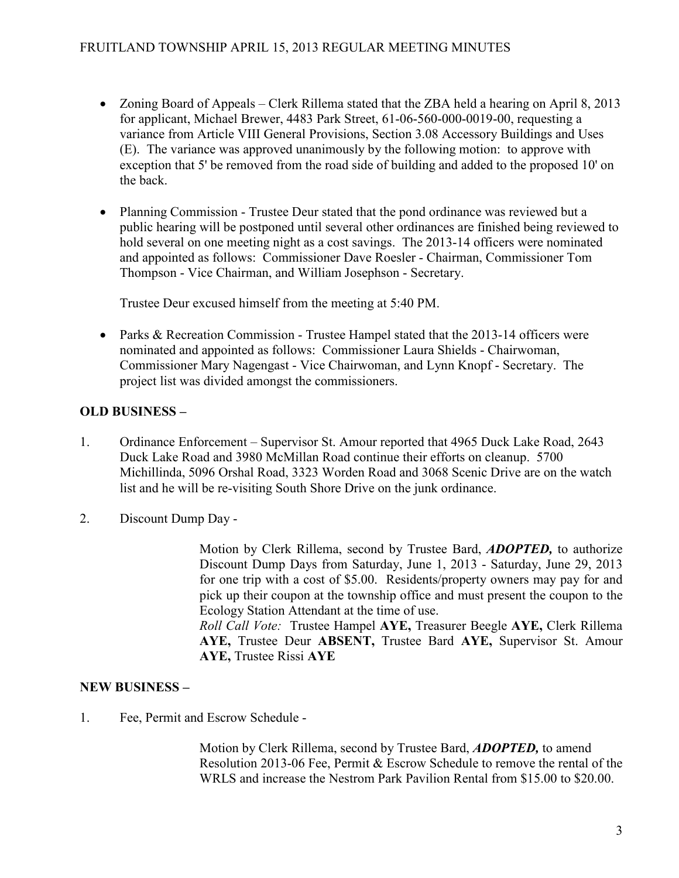- Zoning Board of Appeals – Clerk Rillema stated that the ZBA held a hearing on April 8, 2013 for applicant, Michael Brewer, 4483 Park Street, 61-06-560-000-0019-00, requesting a variance from Article VIII General Provisions, Section 3.08 Accessory Buildings and Uses (E). The variance was approved unanimously by the following motion: to approve with exception that 5' be removed from the road side of building and added to the proposed 10' on the back.

- Planning Commission - Trustee Deur stated that the pond ordinance was reviewed but a public hearing will be postponed until several other ordinances are finished being reviewed to hold several on one meeting night as a cost savings. The 2013-14 officers were nominated and appointed as follows: Commissioner Dave Roesler - Chairman, Commissioner Tom Thompson - Vice Chairman, and William Josephson - Secretary.

  Trustee Deur excused himself from the meeting at 5:40 PM.

- Parks & Recreation Commission - Trustee Hampel stated that the 2013-14 officers were nominated and appointed as follows: Commissioner Laura Shields - Chairwoman, Commissioner Mary Nagengast - Vice Chairwoman, and Lynn Knopf - Secretary. The project list was divided amongst the commissioners.

**OLD BUSINESS –**

1. Ordinance Enforcement – Supervisor St. Amour reported that 4965 Duck Lake Road, 2643 Duck Lake Road and 3980 McMillan Road continue their efforts on cleanup. 5700 Michillinda, 5096 Orshal Road, 3323 Worden Road and 3068 Scenic Drive are on the watch list and he will be re-visiting South Shore Drive on the junk ordinance.

2. Discount Dump Day -

   Motion by Clerk Rillema, second by Trustee Bard, ***ADOPTED,*** to authorize Discount Dump Days from Saturday, June 1, 2013 - Saturday, June 29, 2013 for one trip with a cost of $5.00. Residents/property owners may pay for and pick up their coupon at the township office and must present the coupon to the Ecology Station Attendant at the time of use.
   *Roll Call Vote:* Trustee Hampel **AYE,** Treasurer Beegle **AYE,** Clerk Rillema **AYE,** Trustee Deur **ABSENT,** Trustee Bard **AYE,** Supervisor St. Amour **AYE,** Trustee Rissi **AYE**

**NEW BUSINESS –**

1. Fee, Permit and Escrow Schedule -

   Motion by Clerk Rillema, second by Trustee Bard, ***ADOPTED,*** to amend Resolution 2013-06 Fee, Permit & Escrow Schedule to remove the rental of the WRLS and increase the Nestrom Park Pavilion Rental from $15.00 to $20.00.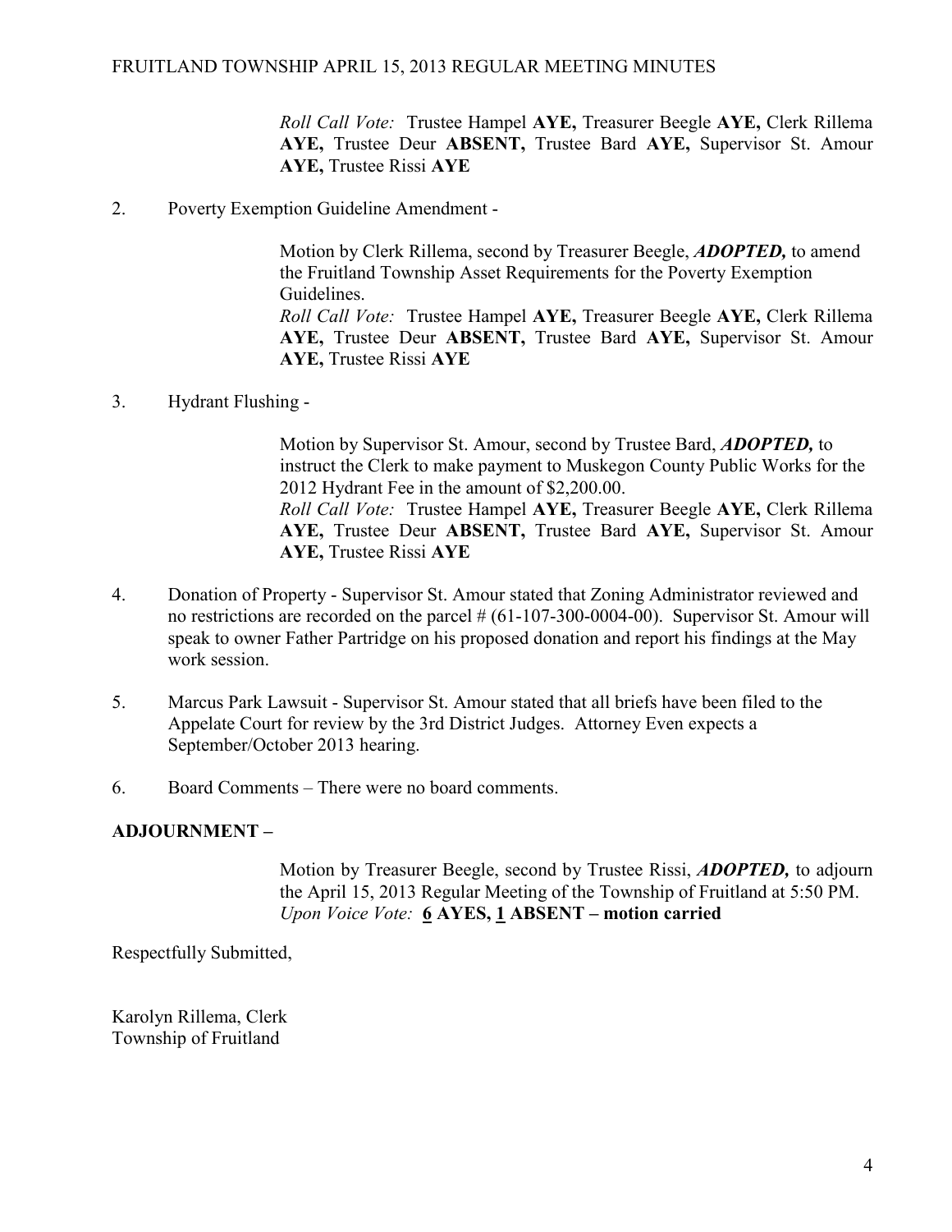*Roll Call Vote:* Trustee Hampel **AYE,** Treasurer Beegle **AYE,** Clerk Rillema **AYE,** Trustee Deur **ABSENT,** Trustee Bard **AYE,** Supervisor St. Amour **AYE,** Trustee Rissi **AYE**

2. Poverty Exemption Guideline Amendment -

   Motion by Clerk Rillema, second by Treasurer Beegle, ***ADOPTED,*** to amend the Fruitland Township Asset Requirements for the Poverty Exemption Guidelines.
   *Roll Call Vote:* Trustee Hampel **AYE,** Treasurer Beegle **AYE,** Clerk Rillema **AYE,** Trustee Deur **ABSENT,** Trustee Bard **AYE,** Supervisor St. Amour **AYE,** Trustee Rissi **AYE**

3. Hydrant Flushing -

   Motion by Supervisor St. Amour, second by Trustee Bard, ***ADOPTED,*** to instruct the Clerk to make payment to Muskegon County Public Works for the 2012 Hydrant Fee in the amount of $2,200.00.
   *Roll Call Vote:* Trustee Hampel **AYE,** Treasurer Beegle **AYE,** Clerk Rillema **AYE,** Trustee Deur **ABSENT,** Trustee Bard **AYE,** Supervisor St. Amour **AYE,** Trustee Rissi **AYE**

4. Donation of Property - Supervisor St. Amour stated that Zoning Administrator reviewed and no restrictions are recorded on the parcel # (61-107-300-0004-00). Supervisor St. Amour will speak to owner Father Partridge on his proposed donation and report his findings at the May work session.

5. Marcus Park Lawsuit - Supervisor St. Amour stated that all briefs have been filed to the Appelate Court for review by the 3rd District Judges. Attorney Even expects a September/October 2013 hearing.

6. Board Comments – There were no board comments.

**ADJOURNMENT –**

Motion by Treasurer Beegle, second by Trustee Rissi, ***ADOPTED,*** to adjourn the April 15, 2013 Regular Meeting of the Township of Fruitland at 5:50 PM.
*Upon Voice Vote:* **6 AYES, 1 ABSENT – motion carried**

Respectfully Submitted,

Karolyn Rillema, Clerk
Township of Fruitland